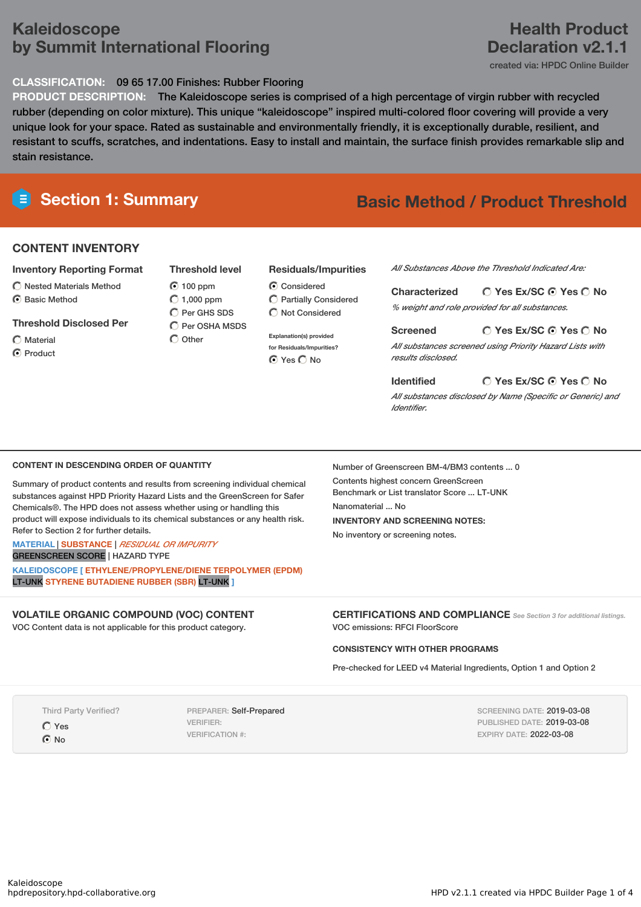# Kaleidoscope by Summit International Flooring

## Health Product Declaration v2.1.1

created via: HPDC Online Builder

**CLASSIFICATION:** 09 65 17.00 Finishes: Rubber Flooring

**PRODUCT DESCRIPTION:** The Kaleidoscope series is comprised of a high percentage of virgin rubber with recycled rubber (depending on color mixture). This unique "kaleidoscope" inspired multi-colored floor covering will provide a very unique look for your space. Rated as sustainable and environmentally friendly, it is exceptionally durable, resilient, and resistant to scuffs, scratches, and indentations. Easy to install and maintain, the surface finish provides remarkable slip and stain resistance.

## Section 1: Summary

**Basic Method / Product Threshold**

### CONTENT INVENTORY

**Inventory Reporting Format**
- ○ Nested Materials Method
- ● Basic Method

**Threshold Disclosed Per**
- ○ Material
- ● Product

**Threshold level**
- ● 100 ppm
- ○ 1,000 ppm
- ○ Per GHS SDS
- ○ Per OSHA MSDS
- ○ Other

**Residuals/Impurities**
- ● Considered
- ○ Partially Considered
- ○ Not Considered

Explanation(s) provided for Residuals/Impurities?
- ● Yes ○ No

*All Substances Above the Threshold Indicated Are:*

**Characterized** ○ Yes Ex/SC ● Yes ○ No
*% weight and role provided for all substances.*

**Screened** ○ Yes Ex/SC ● Yes ○ No
*All substances screened using Priority Hazard Lists with results disclosed.*

**Identified** ○ Yes Ex/SC ● Yes ○ No
*All substances disclosed by Name (Specific or Generic) and Identifier.*

### CONTENT IN DESCENDING ORDER OF QUANTITY

Summary of product contents and results from screening individual chemical substances against HPD Priority Hazard Lists and the GreenScreen for Safer Chemicals®. The HPD does not assess whether using or handling this product will expose individuals to its chemical substances or any health risk. Refer to Section 2 for further details.

MATERIAL | SUBSTANCE | *RESIDUAL OR IMPURITY*
GREENSCREEN SCORE | HAZARD TYPE

KALEIDOSCOPE [ ETHYLENE/PROPYLENE/DIENE TERPOLYMER (EPDM) LT-UNK STYRENE BUTADIENE RUBBER (SBR) LT-UNK ]

Number of Greenscreen BM-4/BM3 contents ... 0

Contents highest concern GreenScreen Benchmark or List translator Score ... LT-UNK

Nanomaterial ... No

**INVENTORY AND SCREENING NOTES:**

No inventory or screening notes.

### VOLATILE ORGANIC COMPOUND (VOC) CONTENT

VOC Content data is not applicable for this product category.

### CERTIFICATIONS AND COMPLIANCE

*See Section 3 for additional listings.*

VOC emissions: RFCI FloorScore

**CONSISTENCY WITH OTHER PROGRAMS**

Pre-checked for LEED v4 Material Ingredients, Option 1 and Option 2

Third Party Verified?
- ○ Yes
- ● No

PREPARER: Self-Prepared
VERIFIER:
VERIFICATION #:

SCREENING DATE: 2019-03-08
PUBLISHED DATE: 2019-03-08
EXPIRY DATE: 2022-03-08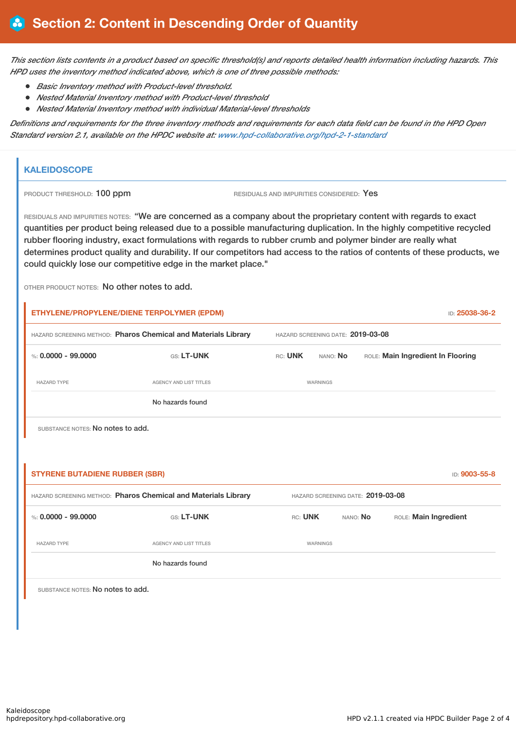# Section 2: Content in Descending Order of Quantity

*This section lists contents in a product based on specific threshold(s) and reports detailed health information including hazards. This HPD uses the inventory method indicated above, which is one of three possible methods:*

- *Basic Inventory method with Product-level threshold.*
- *Nested Material Inventory method with Product-level threshold*
- *Nested Material Inventory method with individual Material-level thresholds*

*Definitions and requirements for the three inventory methods and requirements for each data field can be found in the HPD Open Standard version 2.1, available on the HPDC website at: www.hpd-collaborative.org/hpd-2-1-standard*

## KALEIDOSCOPE

PRODUCT THRESHOLD: 100 ppm

RESIDUALS AND IMPURITIES CONSIDERED: Yes

RESIDUALS AND IMPURITIES NOTES: "We are concerned as a company about the proprietary content with regards to exact quantities per product being released due to a possible manufacturing duplication. In the highly competitive recycled rubber flooring industry, exact formulations with regards to rubber crumb and polymer binder are really what determines product quality and durability. If our competitors had access to the ratios of contents of these products, we could quickly lose our competitive edge in the market place."

OTHER PRODUCT NOTES: No other notes to add.

### ETHYLENE/PROPYLENE/DIENE TERPOLYMER (EPDM)

ID: 25038-36-2

HAZARD SCREENING METHOD: **Pharos Chemical and Materials Library** HAZARD SCREENING DATE: **2019-03-08**

%: **0.0000 - 99.0000** GS: **LT-UNK** RC: **UNK** NANO: **No** ROLE: **Main Ingredient In Flooring**

| HAZARD TYPE | AGENCY AND LIST TITLES | WARNINGS |
| --- | --- | --- |
| | No hazards found | |

SUBSTANCE NOTES: No notes to add.

### STYRENE BUTADIENE RUBBER (SBR)

ID: 9003-55-8

HAZARD SCREENING METHOD: **Pharos Chemical and Materials Library** HAZARD SCREENING DATE: **2019-03-08**

%: **0.0000 - 99.0000** GS: **LT-UNK** RC: **UNK** NANO: **No** ROLE: **Main Ingredient**

| HAZARD TYPE | AGENCY AND LIST TITLES | WARNINGS |
| --- | --- | --- |
| | No hazards found | |

SUBSTANCE NOTES: No notes to add.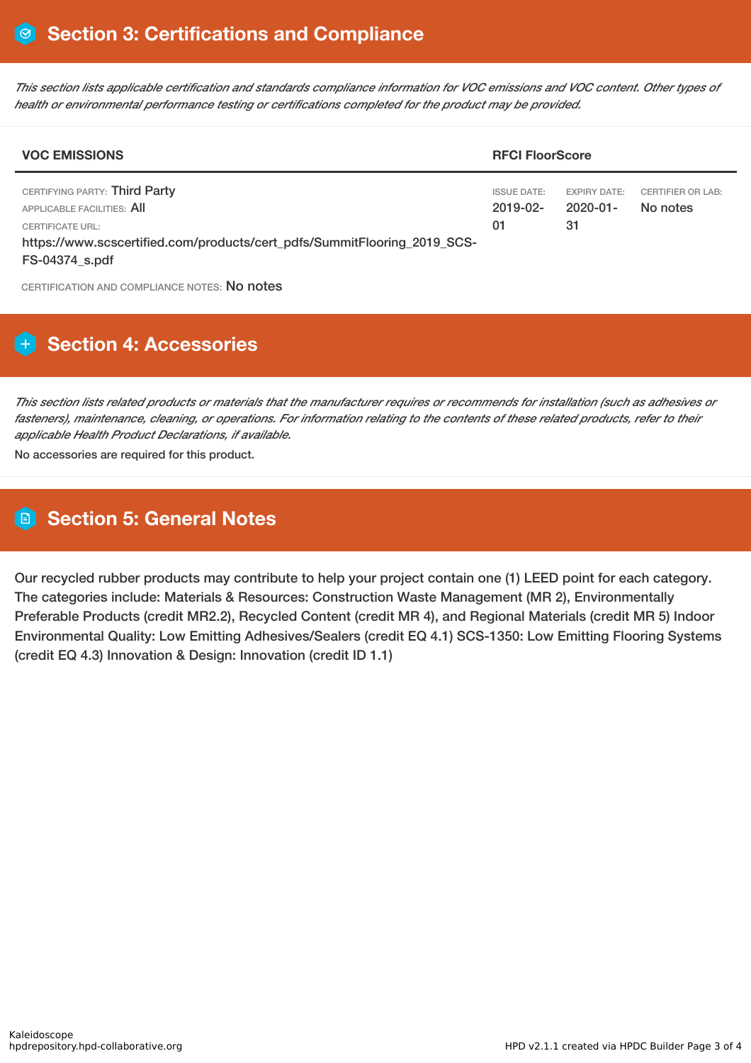## Section 3: Certifications and Compliance

*This section lists applicable certification and standards compliance information for VOC emissions and VOC content. Other types of health or environmental performance testing or certifications completed for the product may be provided.*

| VOC EMISSIONS | RFCI FloorScore | | |
|---|---|---|---|
| CERTIFYING PARTY: Third Party<br>APPLICABLE FACILITIES: All<br>CERTIFICATE URL:<br>https://www.scscertified.com/products/cert_pdfs/SummitFlooring_2019_SCS-FS-04374_s.pdf | ISSUE DATE:<br>2019-02-01 | EXPIRY DATE:<br>2020-01-31 | CERTIFIER OR LAB:<br>No notes |

CERTIFICATION AND COMPLIANCE NOTES: No notes

## Section 4: Accessories

*This section lists related products or materials that the manufacturer requires or recommends for installation (such as adhesives or fasteners), maintenance, cleaning, or operations. For information relating to the contents of these related products, refer to their applicable Health Product Declarations, if available.*

No accessories are required for this product.

## Section 5: General Notes

Our recycled rubber products may contribute to help your project contain one (1) LEED point for each category. The categories include: Materials & Resources: Construction Waste Management (MR 2), Environmentally Preferable Products (credit MR2.2), Recycled Content (credit MR 4), and Regional Materials (credit MR 5) Indoor Environmental Quality: Low Emitting Adhesives/Sealers (credit EQ 4.1) SCS-1350: Low Emitting Flooring Systems (credit EQ 4.3) Innovation & Design: Innovation (credit ID 1.1)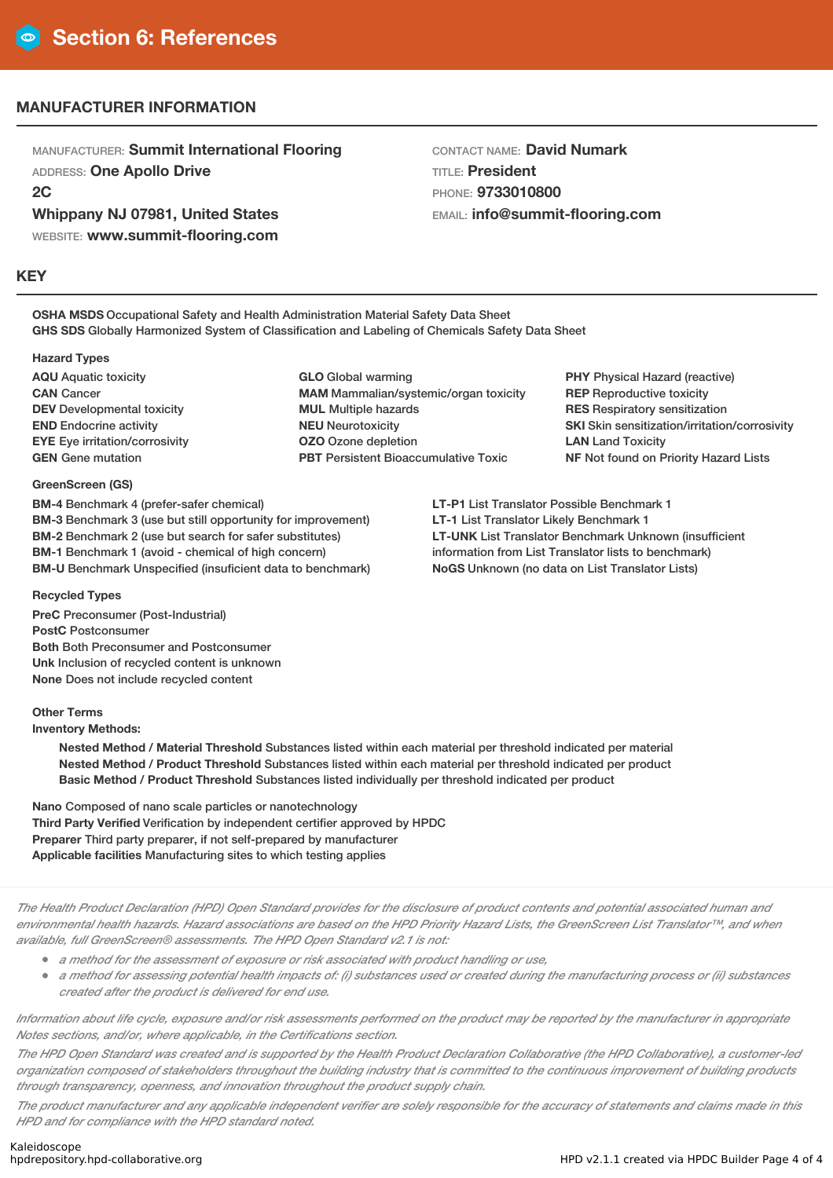# Section 6: References

## MANUFACTURER INFORMATION

MANUFACTURER: **Summit International Flooring**
ADDRESS: **One Apollo Drive**
**2C**
**Whippany NJ 07981, United States**
WEBSITE: **www.summit-flooring.com**

CONTACT NAME: **David Numark**
TITLE: **President**
PHONE: **9733010800**
EMAIL: **info@summit-flooring.com**

## KEY

**OSHA MSDS** Occupational Safety and Health Administration Material Safety Data Sheet
**GHS SDS** Globally Harmonized System of Classification and Labeling of Chemicals Safety Data Sheet

**Hazard Types**

**AQU** Aquatic toxicity
**CAN** Cancer
**DEV** Developmental toxicity
**END** Endocrine activity
**EYE** Eye irritation/corrosivity
**GEN** Gene mutation
**GLO** Global warming
**MAM** Mammalian/systemic/organ toxicity
**MUL** Multiple hazards
**NEU** Neurotoxicity
**OZO** Ozone depletion
**PBT** Persistent Bioaccumulative Toxic
**PHY** Physical Hazard (reactive)
**REP** Reproductive toxicity
**RES** Respiratory sensitization
**SKI** Skin sensitization/irritation/corrosivity
**LAN** Land Toxicity
**NF** Not found on Priority Hazard Lists

**GreenScreen (GS)**

**BM-4** Benchmark 4 (prefer-safer chemical)
**BM-3** Benchmark 3 (use but still opportunity for improvement)
**BM-2** Benchmark 2 (use but search for safer substitutes)
**BM-1** Benchmark 1 (avoid - chemical of high concern)
**BM-U** Benchmark Unspecified (insuficient data to benchmark)
**LT-P1** List Translator Possible Benchmark 1
**LT-1** List Translator Likely Benchmark 1
**LT-UNK** List Translator Benchmark Unknown (insufficient information from List Translator lists to benchmark)
**NoGS** Unknown (no data on List Translator Lists)

**Recycled Types**

**PreC** Preconsumer (Post-Industrial)
**PostC** Postconsumer
**Both** Both Preconsumer and Postconsumer
**Unk** Inclusion of recycled content is unknown
**None** Does not include recycled content

**Other Terms**
**Inventory Methods:**

- **Nested Method / Material Threshold** Substances listed within each material per threshold indicated per material
- **Nested Method / Product Threshold** Substances listed within each material per threshold indicated per product
- **Basic Method / Product Threshold** Substances listed individually per threshold indicated per product

**Nano** Composed of nano scale particles or nanotechnology
**Third Party Verified** Verification by independent certifier approved by HPDC
**Preparer** Third party preparer, if not self-prepared by manufacturer
**Applicable facilities** Manufacturing sites to which testing applies

*The Health Product Declaration (HPD) Open Standard provides for the disclosure of product contents and potential associated human and environmental health hazards. Hazard associations are based on the HPD Priority Hazard Lists, the GreenScreen List Translator™, and when available, full GreenScreen® assessments. The HPD Open Standard v2.1 is not:*

- *a method for the assessment of exposure or risk associated with product handling or use,*
- *a method for assessing potential health impacts of: (i) substances used or created during the manufacturing process or (ii) substances created after the product is delivered for end use.*

*Information about life cycle, exposure and/or risk assessments performed on the product may be reported by the manufacturer in appropriate Notes sections, and/or, where applicable, in the Certifications section.*

*The HPD Open Standard was created and is supported by the Health Product Declaration Collaborative (the HPD Collaborative), a customer-led organization composed of stakeholders throughout the building industry that is committed to the continuous improvement of building products through transparency, openness, and innovation throughout the product supply chain.*

*The product manufacturer and any applicable independent verifier are solely responsible for the accuracy of statements and claims made in this HPD and for compliance with the HPD standard noted.*